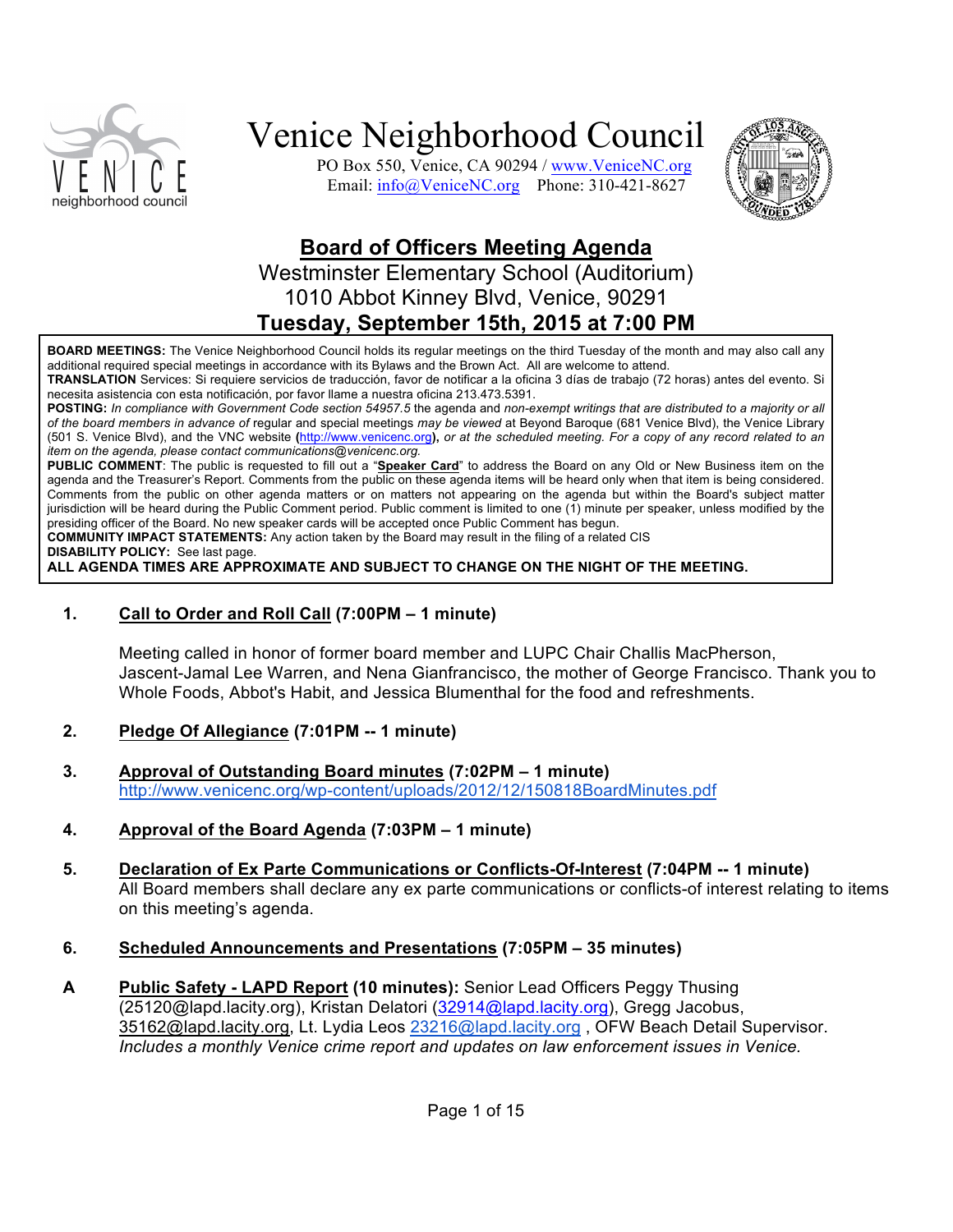# Venice Neighborhood Council

PO Box 550, Venice, CA 90294 / www.VeniceNC.org
Email: info@VeniceNC.org Phone: 310-421-8627

## Board of Officers Meeting Agenda

Westminster Elementary School (Auditorium)
1010 Abbot Kinney Blvd, Venice, 90291
**Tuesday, September 15th, 2015 at 7:00 PM**

**BOARD MEETINGS:** The Venice Neighborhood Council holds its regular meetings on the third Tuesday of the month and may also call any additional required special meetings in accordance with its Bylaws and the Brown Act. All are welcome to attend.
**TRANSLATION** Services: Si requiere servicios de traducción, favor de notificar a la oficina 3 días de trabajo (72 horas) antes del evento. Si necesita asistencia con esta notificación, por favor llame a nuestra oficina 213.473.5391.
**POSTING:** *In compliance with Government Code section 54957.5* the agenda and *non-exempt writings that are distributed to a majority or all of the board members in advance of* regular and special meetings *may be viewed* at Beyond Baroque (681 Venice Blvd), the Venice Library (501 S. Venice Blvd), and the VNC website **(**http://www.venicenc.org**)**, *or at the scheduled meeting. For a copy of any record related to an item on the agenda, please contact communications@venicenc.org.*
**PUBLIC COMMENT**: The public is requested to fill out a "**Speaker Card**" to address the Board on any Old or New Business item on the agenda and the Treasurer's Report. Comments from the public on these agenda items will be heard only when that item is being considered. Comments from the public on other agenda matters or on matters not appearing on the agenda but within the Board's subject matter jurisdiction will be heard during the Public Comment period. Public comment is limited to one (1) minute per speaker, unless modified by the presiding officer of the Board. No new speaker cards will be accepted once Public Comment has begun.
**COMMUNITY IMPACT STATEMENTS:** Any action taken by the Board may result in the filing of a related CIS
**DISABILITY POLICY:** See last page.
**ALL AGENDA TIMES ARE APPROXIMATE AND SUBJECT TO CHANGE ON THE NIGHT OF THE MEETING.**

**1. Call to Order and Roll Call (7:00PM – 1 minute)**

Meeting called in honor of former board member and LUPC Chair Challis MacPherson, Jascent-Jamal Lee Warren, and Nena Gianfrancisco, the mother of George Francisco. Thank you to Whole Foods, Abbot's Habit, and Jessica Blumenthal for the food and refreshments.

**2. Pledge Of Allegiance (7:01PM -- 1 minute)**

**3. Approval of Outstanding Board minutes (7:02PM – 1 minute)**
http://www.venicenc.org/wp-content/uploads/2012/12/150818BoardMinutes.pdf

**4. Approval of the Board Agenda (7:03PM – 1 minute)**

**5. Declaration of Ex Parte Communications or Conflicts-Of-Interest (7:04PM -- 1 minute)**
All Board members shall declare any ex parte communications or conflicts-of interest relating to items on this meeting's agenda.

**6. Scheduled Announcements and Presentations (7:05PM – 35 minutes)**

**A Public Safety - LAPD Report (10 minutes):** Senior Lead Officers Peggy Thusing (25120@lapd.lacity.org), Kristan Delatori (32914@lapd.lacity.org), Gregg Jacobus, 35162@lapd.lacity.org, Lt. Lydia Leos 23216@lapd.lacity.org , OFW Beach Detail Supervisor. *Includes a monthly Venice crime report and updates on law enforcement issues in Venice.*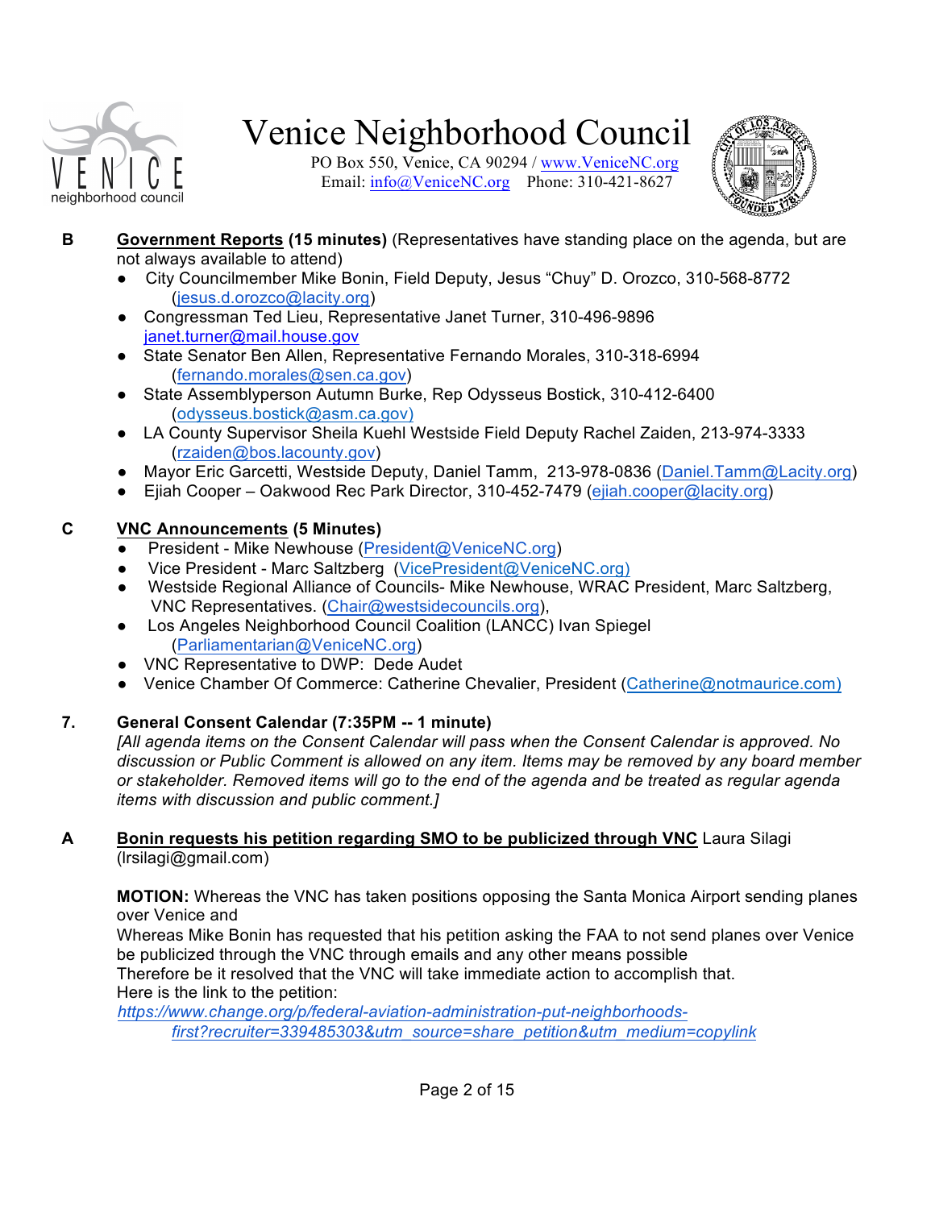# Venice Neighborhood Council

PO Box 550, Venice, CA 90294 / www.VeniceNC.org
Email: info@VeniceNC.org Phone: 310-421-8627

**B** **Government Reports (15 minutes)** (Representatives have standing place on the agenda, but are not always available to attend)

- City Councilmember Mike Bonin, Field Deputy, Jesus "Chuy" D. Orozco, 310-568-8772 (jesus.d.orozco@lacity.org)
- Congressman Ted Lieu, Representative Janet Turner, 310-496-9896 janet.turner@mail.house.gov
- State Senator Ben Allen, Representative Fernando Morales, 310-318-6994 (fernando.morales@sen.ca.gov)
- State Assemblyperson Autumn Burke, Rep Odysseus Bostick, 310-412-6400 (odysseus.bostick@asm.ca.gov)
- LA County Supervisor Sheila Kuehl Westside Field Deputy Rachel Zaiden, 213-974-3333 (rzaiden@bos.lacounty.gov)
- Mayor Eric Garcetti, Westside Deputy, Daniel Tamm, 213-978-0836 (Daniel.Tamm@Lacity.org)
- Ejiah Cooper – Oakwood Rec Park Director, 310-452-7479 (ejiah.cooper@lacity.org)

**C** **VNC Announcements (5 Minutes)**

- President - Mike Newhouse (President@VeniceNC.org)
- Vice President - Marc Saltzberg (VicePresident@VeniceNC.org)
- Westside Regional Alliance of Councils- Mike Newhouse, WRAC President, Marc Saltzberg, VNC Representatives. (Chair@westsidecouncils.org),
- Los Angeles Neighborhood Council Coalition (LANCC) Ivan Spiegel (Parliamentarian@VeniceNC.org)
- VNC Representative to DWP: Dede Audet
- Venice Chamber Of Commerce: Catherine Chevalier, President (Catherine@notmaurice.com)

## 7. General Consent Calendar (7:35PM -- 1 minute)

*[All agenda items on the Consent Calendar will pass when the Consent Calendar is approved. No discussion or Public Comment is allowed on any item. Items may be removed by any board member or stakeholder. Removed items will go to the end of the agenda and be treated as regular agenda items with discussion and public comment.]*

**A** **Bonin requests his petition regarding SMO to be publicized through VNC** Laura Silagi (lrsilagi@gmail.com)

**MOTION:** Whereas the VNC has taken positions opposing the Santa Monica Airport sending planes over Venice and
Whereas Mike Bonin has requested that his petition asking the FAA to not send planes over Venice be publicized through the VNC through emails and any other means possible
Therefore be it resolved that the VNC will take immediate action to accomplish that.
Here is the link to the petition:
*https://www.change.org/p/federal-aviation-administration-put-neighborhoods-first?recruiter=339485303&utm_source=share_petition&utm_medium=copylink*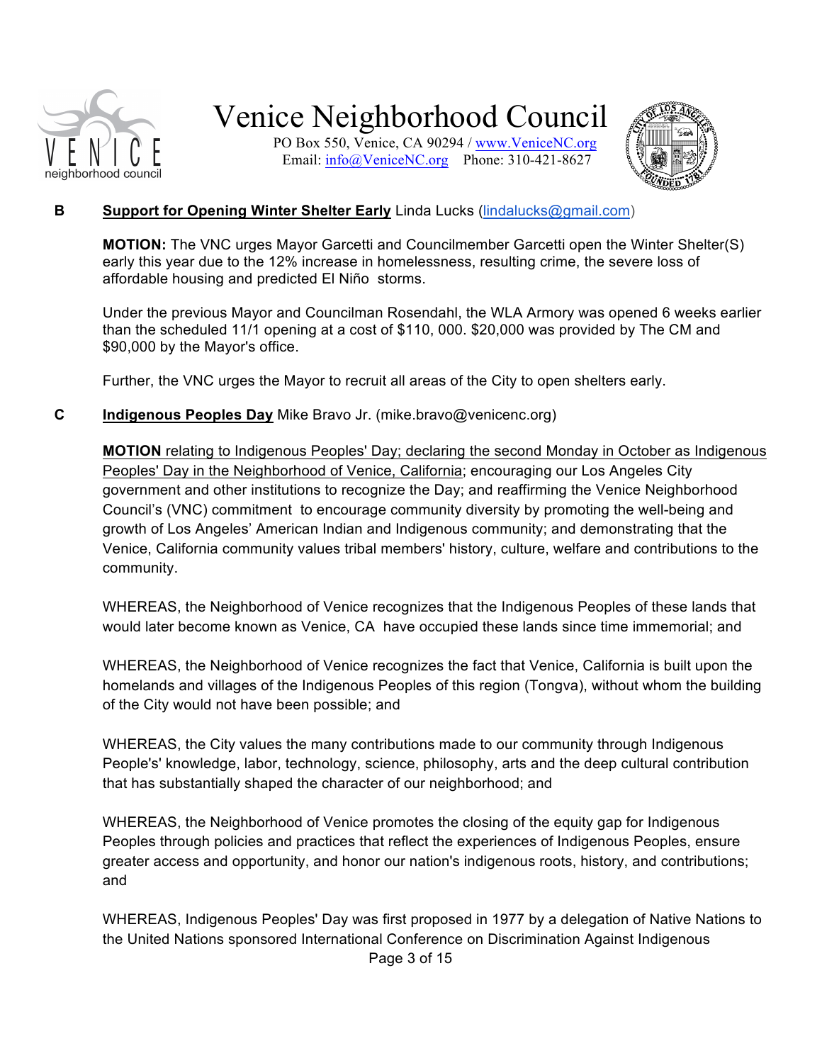**B** **<u>Support for Opening Winter Shelter Early</u>** Linda Lucks (lindalucks@gmail.com)

**MOTION:** The VNC urges Mayor Garcetti and Councilmember Garcetti open the Winter Shelter(S) early this year due to the 12% increase in homelessness, resulting crime, the severe loss of affordable housing and predicted El Niño storms.

Under the previous Mayor and Councilman Rosendahl, the WLA Armory was opened 6 weeks earlier than the scheduled 11/1 opening at a cost of $110, 000. $20,000 was provided by The CM and $90,000 by the Mayor's office.

Further, the VNC urges the Mayor to recruit all areas of the City to open shelters early.

**C** **<u>Indigenous Peoples Day</u>** Mike Bravo Jr. (mike.bravo@venicenc.org)

<u>**MOTION** relating to Indigenous Peoples' Day; declaring the second Monday in October as Indigenous Peoples' Day in the Neighborhood of Venice, California</u>; encouraging our Los Angeles City government and other institutions to recognize the Day; and reaffirming the Venice Neighborhood Council's (VNC) commitment to encourage community diversity by promoting the well-being and growth of Los Angeles' American Indian and Indigenous community; and demonstrating that the Venice, California community values tribal members' history, culture, welfare and contributions to the community.

WHEREAS, the Neighborhood of Venice recognizes that the Indigenous Peoples of these lands that would later become known as Venice, CA have occupied these lands since time immemorial; and

WHEREAS, the Neighborhood of Venice recognizes the fact that Venice, California is built upon the homelands and villages of the Indigenous Peoples of this region (Tongva), without whom the building of the City would not have been possible; and

WHEREAS, the City values the many contributions made to our community through Indigenous People's' knowledge, labor, technology, science, philosophy, arts and the deep cultural contribution that has substantially shaped the character of our neighborhood; and

WHEREAS, the Neighborhood of Venice promotes the closing of the equity gap for Indigenous Peoples through policies and practices that reflect the experiences of Indigenous Peoples, ensure greater access and opportunity, and honor our nation's indigenous roots, history, and contributions; and

WHEREAS, Indigenous Peoples' Day was first proposed in 1977 by a delegation of Native Nations to the United Nations sponsored International Conference on Discrimination Against Indigenous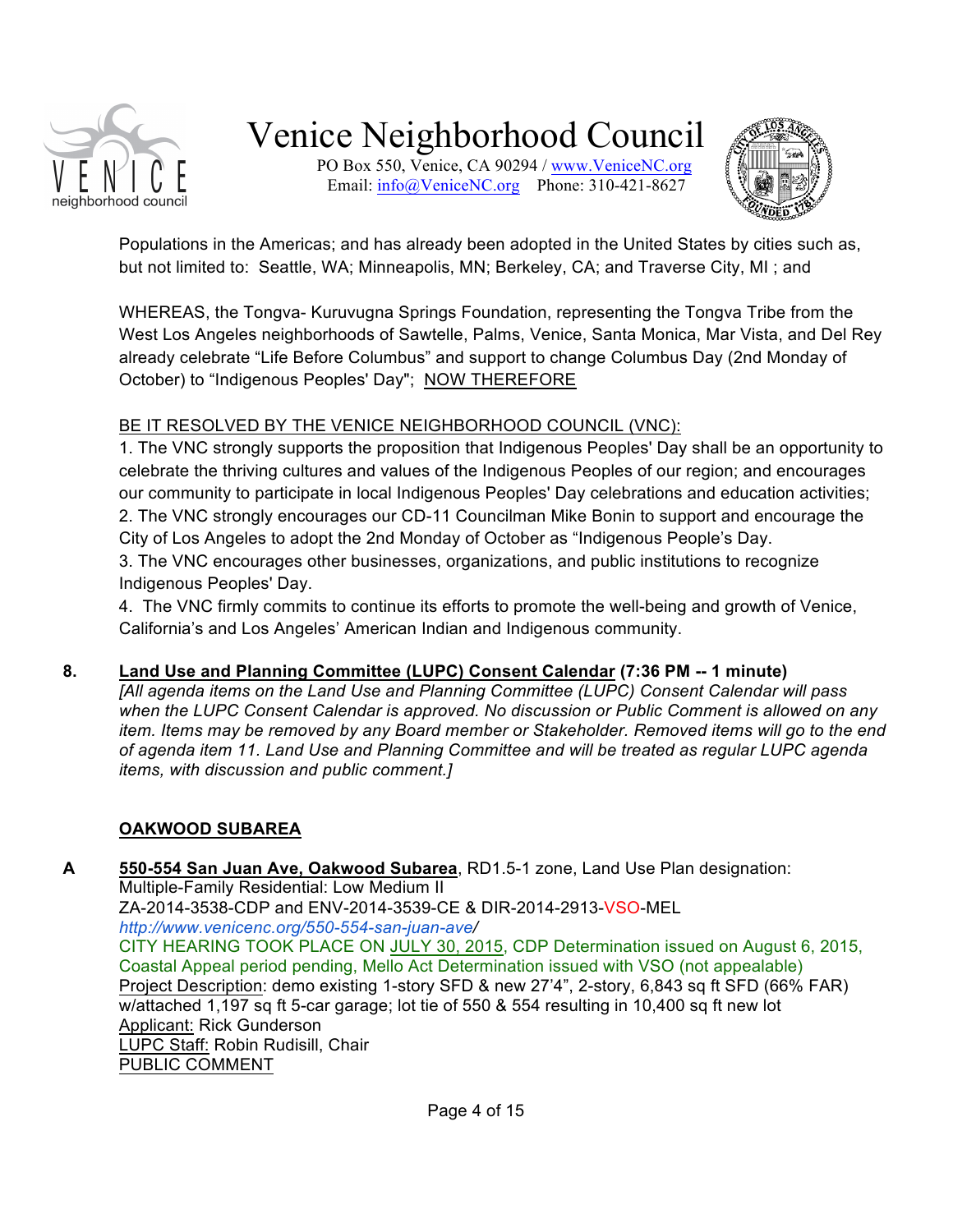Populations in the Americas; and has already been adopted in the United States by cities such as, but not limited to: Seattle, WA; Minneapolis, MN; Berkeley, CA; and Traverse City, MI ; and

WHEREAS, the Tongva- Kuruvugna Springs Foundation, representing the Tongva Tribe from the West Los Angeles neighborhoods of Sawtelle, Palms, Venice, Santa Monica, Mar Vista, and Del Rey already celebrate "Life Before Columbus" and support to change Columbus Day (2nd Monday of October) to "Indigenous Peoples' Day"; NOW THEREFORE

BE IT RESOLVED BY THE VENICE NEIGHBORHOOD COUNCIL (VNC):

1. The VNC strongly supports the proposition that Indigenous Peoples' Day shall be an opportunity to celebrate the thriving cultures and values of the Indigenous Peoples of our region; and encourages our community to participate in local Indigenous Peoples' Day celebrations and education activities;
2. The VNC strongly encourages our CD-11 Councilman Mike Bonin to support and encourage the City of Los Angeles to adopt the 2nd Monday of October as "Indigenous People's Day.
3. The VNC encourages other businesses, organizations, and public institutions to recognize Indigenous Peoples' Day.
4. The VNC firmly commits to continue its efforts to promote the well-being and growth of Venice, California's and Los Angeles' American Indian and Indigenous community.

**8. Land Use and Planning Committee (LUPC) Consent Calendar (7:36 PM -- 1 minute)**

*[All agenda items on the Land Use and Planning Committee (LUPC) Consent Calendar will pass when the LUPC Consent Calendar is approved. No discussion or Public Comment is allowed on any item. Items may be removed by any Board member or Stakeholder. Removed items will go to the end of agenda item 11. Land Use and Planning Committee and will be treated as regular LUPC agenda items, with discussion and public comment.]*

**OAKWOOD SUBAREA**

**A 550-554 San Juan Ave, Oakwood Subarea**, RD1.5-1 zone, Land Use Plan designation: Multiple-Family Residential: Low Medium II
ZA-2014-3538-CDP and ENV-2014-3539-CE & DIR-2014-2913-VSO-MEL
*http://www.venicenc.org/550-554-san-juan-ave/*
CITY HEARING TOOK PLACE ON JULY 30, 2015, CDP Determination issued on August 6, 2015, Coastal Appeal period pending, Mello Act Determination issued with VSO (not appealable)
Project Description: demo existing 1-story SFD & new 27'4", 2-story, 6,843 sq ft SFD (66% FAR) w/attached 1,197 sq ft 5-car garage; lot tie of 550 & 554 resulting in 10,400 sq ft new lot
Applicant: Rick Gunderson
LUPC Staff: Robin Rudisill, Chair
PUBLIC COMMENT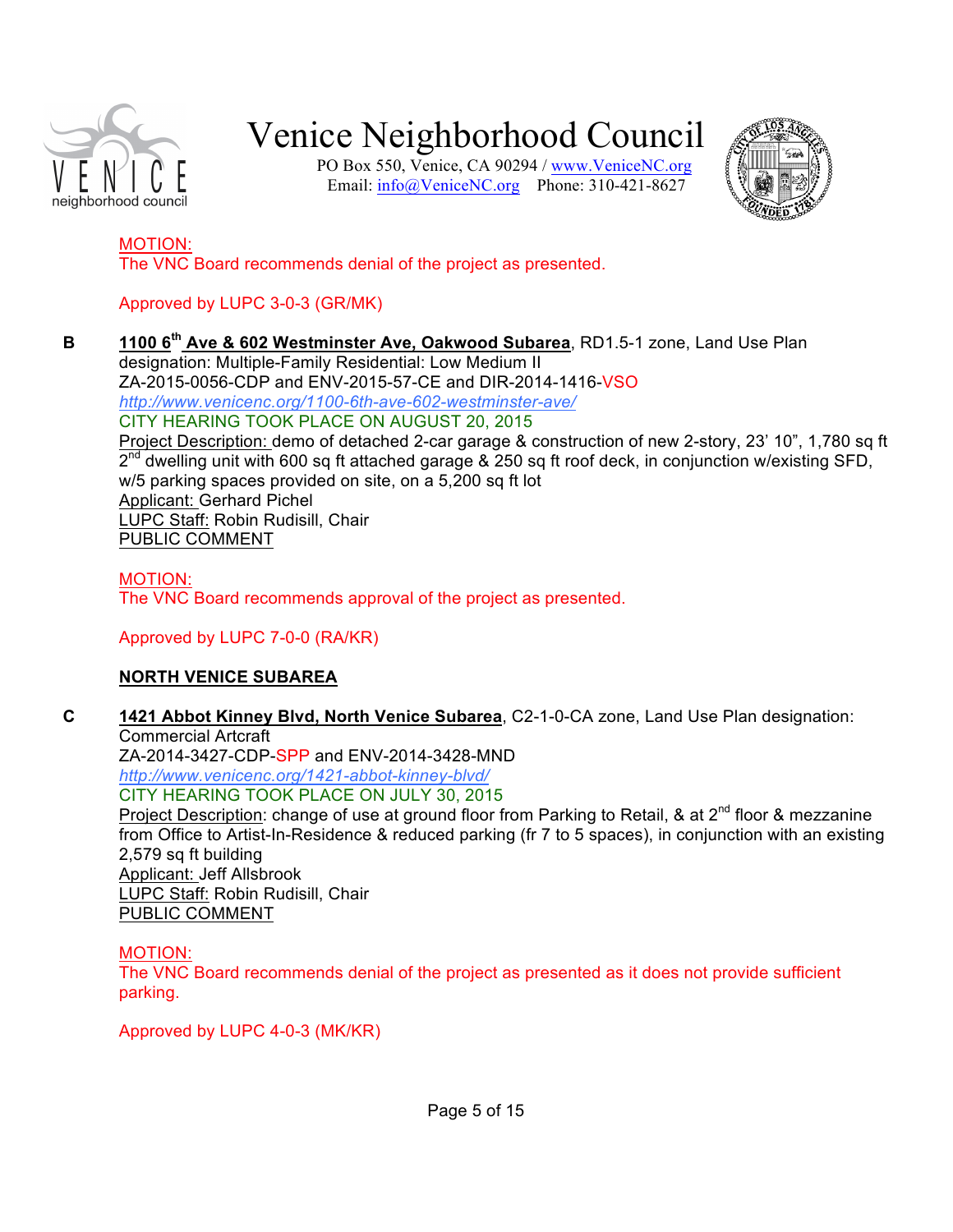MOTION:
The VNC Board recommends denial of the project as presented.

Approved by LUPC 3-0-3 (GR/MK)

**B** **1100 6th Ave & 602 Westminster Ave, Oakwood Subarea**, RD1.5-1 zone, Land Use Plan designation: Multiple-Family Residential: Low Medium II
ZA-2015-0056-CDP and ENV-2015-57-CE and DIR-2014-1416-VSO
*http://www.venicenc.org/1100-6th-ave-602-westminster-ave/*
CITY HEARING TOOK PLACE ON AUGUST 20, 2015
Project Description: demo of detached 2-car garage & construction of new 2-story, 23' 10", 1,780 sq ft 2nd dwelling unit with 600 sq ft attached garage & 250 sq ft roof deck, in conjunction w/existing SFD, w/5 parking spaces provided on site, on a 5,200 sq ft lot
Applicant: Gerhard Pichel
LUPC Staff: Robin Rudisill, Chair
PUBLIC COMMENT

MOTION:
The VNC Board recommends approval of the project as presented.

Approved by LUPC 7-0-0 (RA/KR)

**NORTH VENICE SUBAREA**

**C** **1421 Abbot Kinney Blvd, North Venice Subarea**, C2-1-0-CA zone, Land Use Plan designation: Commercial Artcraft
ZA-2014-3427-CDP-SPP and ENV-2014-3428-MND
*http://www.venicenc.org/1421-abbot-kinney-blvd/*
CITY HEARING TOOK PLACE ON JULY 30, 2015
Project Description: change of use at ground floor from Parking to Retail, & at 2nd floor & mezzanine from Office to Artist-In-Residence & reduced parking (fr 7 to 5 spaces), in conjunction with an existing 2,579 sq ft building
Applicant: Jeff Allsbrook
LUPC Staff: Robin Rudisill, Chair
PUBLIC COMMENT

MOTION:
The VNC Board recommends denial of the project as presented as it does not provide sufficient parking.

Approved by LUPC 4-0-3 (MK/KR)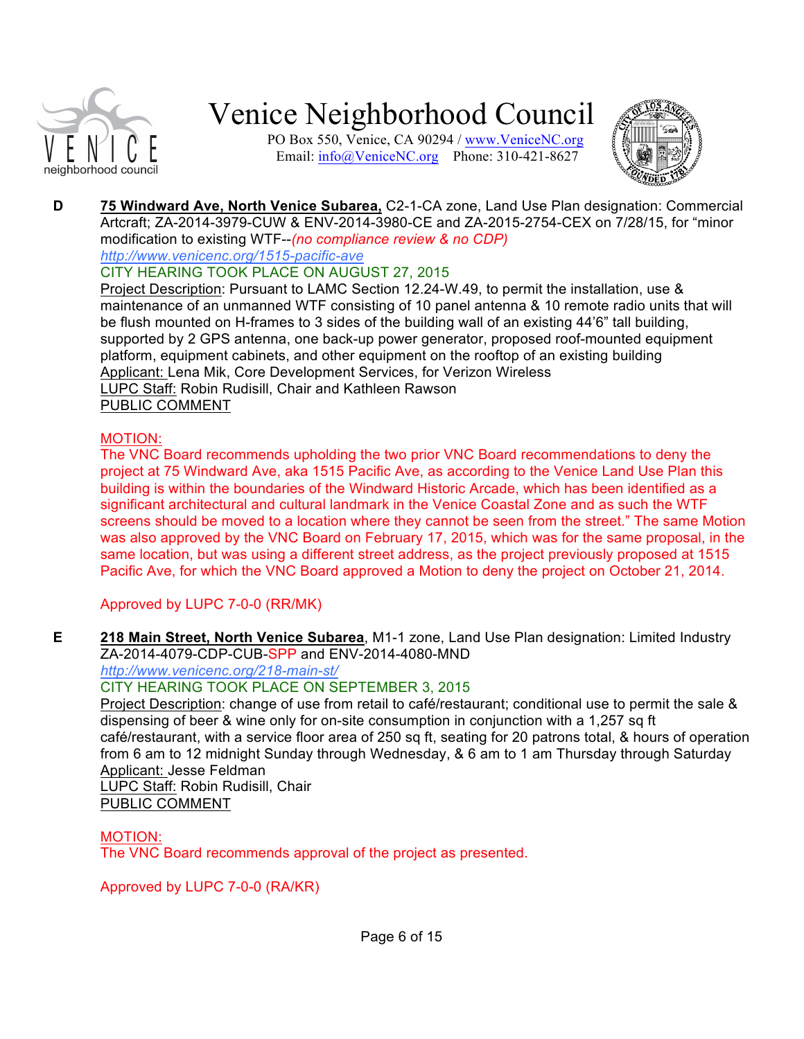**D** **75 Windward Ave, North Venice Subarea,** C2-1-CA zone, Land Use Plan designation: Commercial Artcraft; ZA-2014-3979-CUW & ENV-2014-3980-CE and ZA-2015-2754-CEX on 7/28/15, for "minor modification to existing WTF--*(no compliance review & no CDP)*

*http://www.venicenc.org/1515-pacific-ave*

CITY HEARING TOOK PLACE ON AUGUST 27, 2015

Project Description: Pursuant to LAMC Section 12.24-W.49, to permit the installation, use & maintenance of an unmanned WTF consisting of 10 panel antenna & 10 remote radio units that will be flush mounted on H-frames to 3 sides of the building wall of an existing 44'6" tall building, supported by 2 GPS antenna, one back-up power generator, proposed roof-mounted equipment platform, equipment cabinets, and other equipment on the rooftop of an existing building

Applicant: Lena Mik, Core Development Services, for Verizon Wireless

LUPC Staff: Robin Rudisill, Chair and Kathleen Rawson

PUBLIC COMMENT

MOTION:

The VNC Board recommends upholding the two prior VNC Board recommendations to deny the project at 75 Windward Ave, aka 1515 Pacific Ave, as according to the Venice Land Use Plan this building is within the boundaries of the Windward Historic Arcade, which has been identified as a significant architectural and cultural landmark in the Venice Coastal Zone and as such the WTF screens should be moved to a location where they cannot be seen from the street." The same Motion was also approved by the VNC Board on February 17, 2015, which was for the same proposal, in the same location, but was using a different street address, as the project previously proposed at 1515 Pacific Ave, for which the VNC Board approved a Motion to deny the project on October 21, 2014.

Approved by LUPC 7-0-0 (RR/MK)

**E** **218 Main Street, North Venice Subarea**, M1-1 zone, Land Use Plan designation: Limited Industry ZA-2014-4079-CDP-CUB-SPP and ENV-2014-4080-MND

*http://www.venicenc.org/218-main-st/*

CITY HEARING TOOK PLACE ON SEPTEMBER 3, 2015

Project Description: change of use from retail to café/restaurant; conditional use to permit the sale & dispensing of beer & wine only for on-site consumption in conjunction with a 1,257 sq ft café/restaurant, with a service floor area of 250 sq ft, seating for 20 patrons total, & hours of operation from 6 am to 12 midnight Sunday through Wednesday, & 6 am to 1 am Thursday through Saturday

Applicant: Jesse Feldman

LUPC Staff: Robin Rudisill, Chair

PUBLIC COMMENT

MOTION:

The VNC Board recommends approval of the project as presented.

Approved by LUPC 7-0-0 (RA/KR)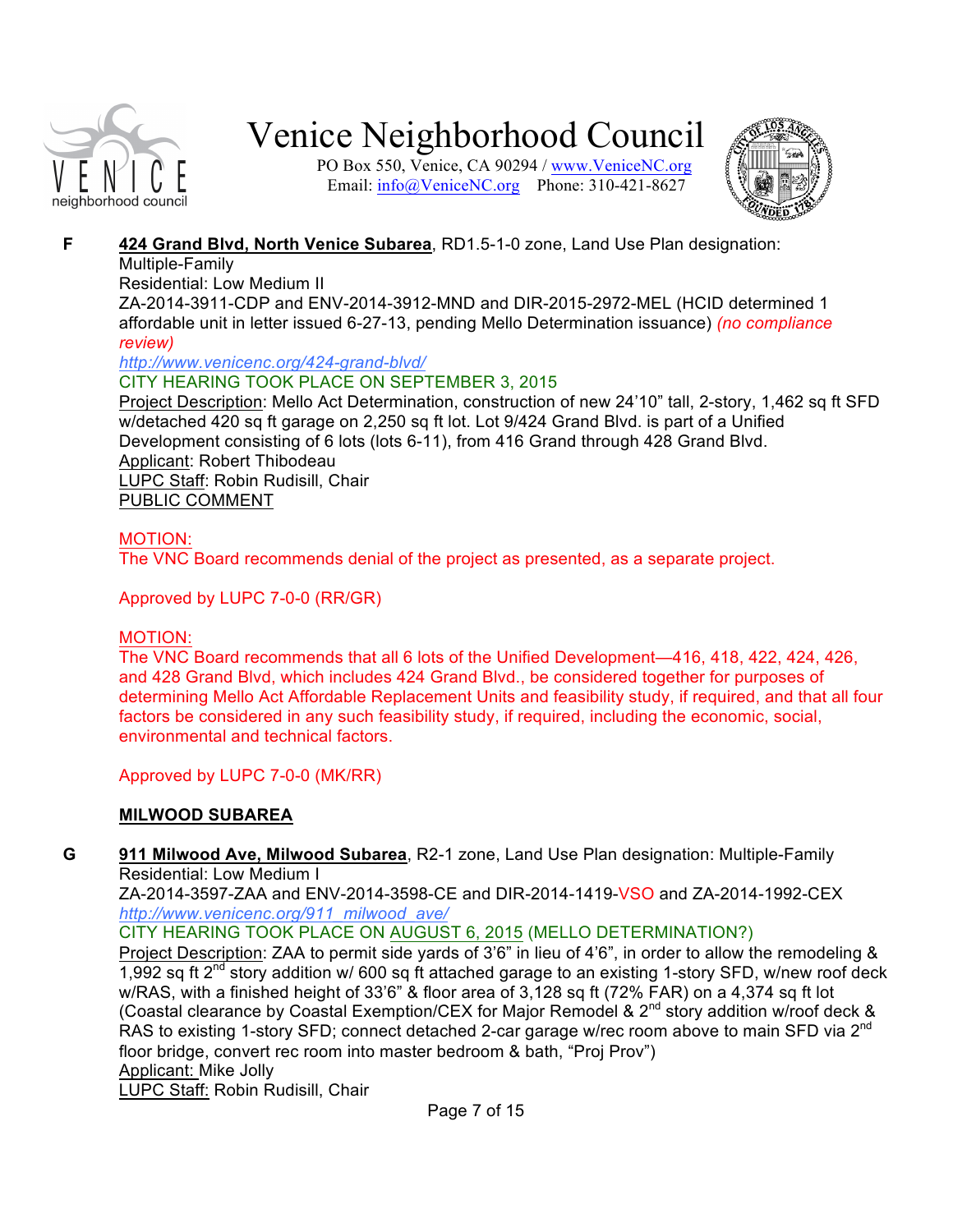**F** **424 Grand Blvd, North Venice Subarea**, RD1.5-1-0 zone, Land Use Plan designation: Multiple-Family Residential: Low Medium II

ZA-2014-3911-CDP and ENV-2014-3912-MND and DIR-2015-2972-MEL (HCID determined 1 affordable unit in letter issued 6-27-13, pending Mello Determination issuance) *(no compliance review)*

*http://www.venicenc.org/424-grand-blvd/*

CITY HEARING TOOK PLACE ON SEPTEMBER 3, 2015

Project Description: Mello Act Determination, construction of new 24'10" tall, 2-story, 1,462 sq ft SFD w/detached 420 sq ft garage on 2,250 sq ft lot. Lot 9/424 Grand Blvd. is part of a Unified Development consisting of 6 lots (lots 6-11), from 416 Grand through 428 Grand Blvd.

Applicant: Robert Thibodeau

LUPC Staff: Robin Rudisill, Chair

PUBLIC COMMENT

MOTION:

The VNC Board recommends denial of the project as presented, as a separate project.

Approved by LUPC 7-0-0 (RR/GR)

MOTION:

The VNC Board recommends that all 6 lots of the Unified Development—416, 418, 422, 424, 426, and 428 Grand Blvd, which includes 424 Grand Blvd., be considered together for purposes of determining Mello Act Affordable Replacement Units and feasibility study, if required, and that all four factors be considered in any such feasibility study, if required, including the economic, social, environmental and technical factors.

Approved by LUPC 7-0-0 (MK/RR)

**MILWOOD SUBAREA**

**G** **911 Milwood Ave, Milwood Subarea**, R2-1 zone, Land Use Plan designation: Multiple-Family Residential: Low Medium I

ZA-2014-3597-ZAA and ENV-2014-3598-CE and DIR-2014-1419-VSO and ZA-2014-1992-CEX

*http://www.venicenc.org/911_milwood_ave/*

CITY HEARING TOOK PLACE ON AUGUST 6, 2015 (MELLO DETERMINATION?)

Project Description: ZAA to permit side yards of 3'6" in lieu of 4'6", in order to allow the remodeling & 1,992 sq ft 2nd story addition w/ 600 sq ft attached garage to an existing 1-story SFD, w/new roof deck w/RAS, with a finished height of 33'6" & floor area of 3,128 sq ft (72% FAR) on a 4,374 sq ft lot (Coastal clearance by Coastal Exemption/CEX for Major Remodel & 2nd story addition w/roof deck & RAS to existing 1-story SFD; connect detached 2-car garage w/rec room above to main SFD via 2nd floor bridge, convert rec room into master bedroom & bath, "Proj Prov")

Applicant: Mike Jolly

LUPC Staff: Robin Rudisill, Chair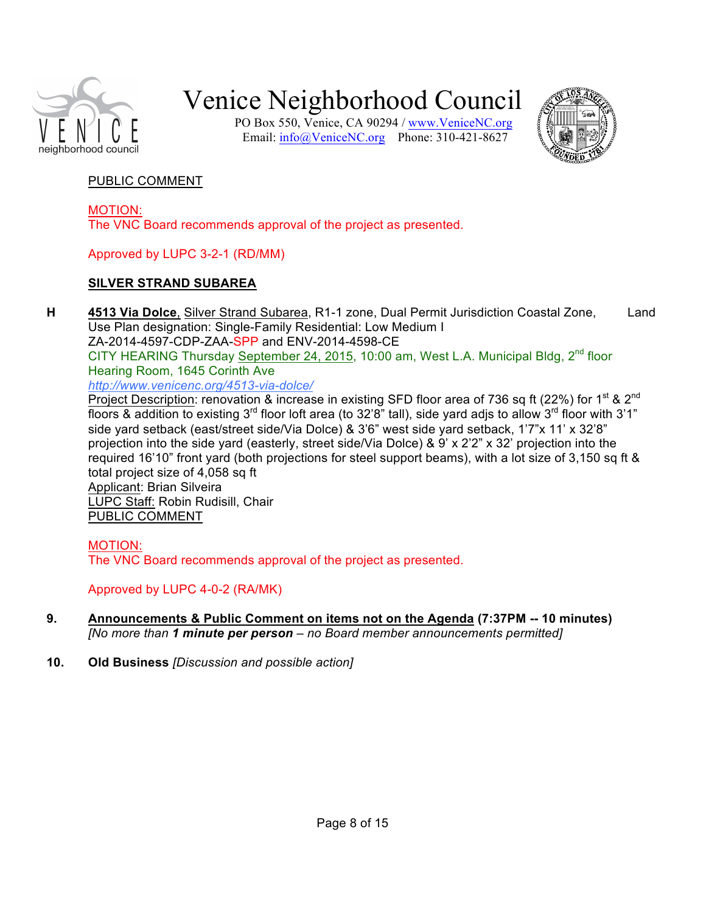PUBLIC COMMENT

MOTION:
The VNC Board recommends approval of the project as presented.

Approved by LUPC 3-2-1 (RD/MM)

**SILVER STRAND SUBAREA**

**H** **4513 Via Dolce**, Silver Strand Subarea, R1-1 zone, Dual Permit Jurisdiction Coastal Zone, Land Use Plan designation: Single-Family Residential: Low Medium I
ZA-2014-4597-CDP-ZAA-SPP and ENV-2014-4598-CE
CITY HEARING Thursday September 24, 2015, 10:00 am, West L.A. Municipal Bldg, 2nd floor Hearing Room, 1645 Corinth Ave
*http://www.venicenc.org/4513-via-dolce/*
Project Description: renovation & increase in existing SFD floor area of 736 sq ft (22%) for 1st & 2nd floors & addition to existing 3rd floor loft area (to 32'8" tall), side yard adjs to allow 3rd floor with 3'1" side yard setback (east/street side/Via Dolce) & 3'6" west side yard setback, 1'7"x 11' x 32'8" projection into the side yard (easterly, street side/Via Dolce) & 9' x 2'2" x 32' projection into the required 16'10" front yard (both projections for steel support beams), with a lot size of 3,150 sq ft & total project size of 4,058 sq ft
Applicant: Brian Silveira
LUPC Staff: Robin Rudisill, Chair
PUBLIC COMMENT

MOTION:
The VNC Board recommends approval of the project as presented.

Approved by LUPC 4-0-2 (RA/MK)

**9.** **Announcements & Public Comment on items not on the Agenda (7:37PM -- 10 minutes)**
*[No more than **1 minute per person** – no Board member announcements permitted]*

**10.** **Old Business** *[Discussion and possible action]*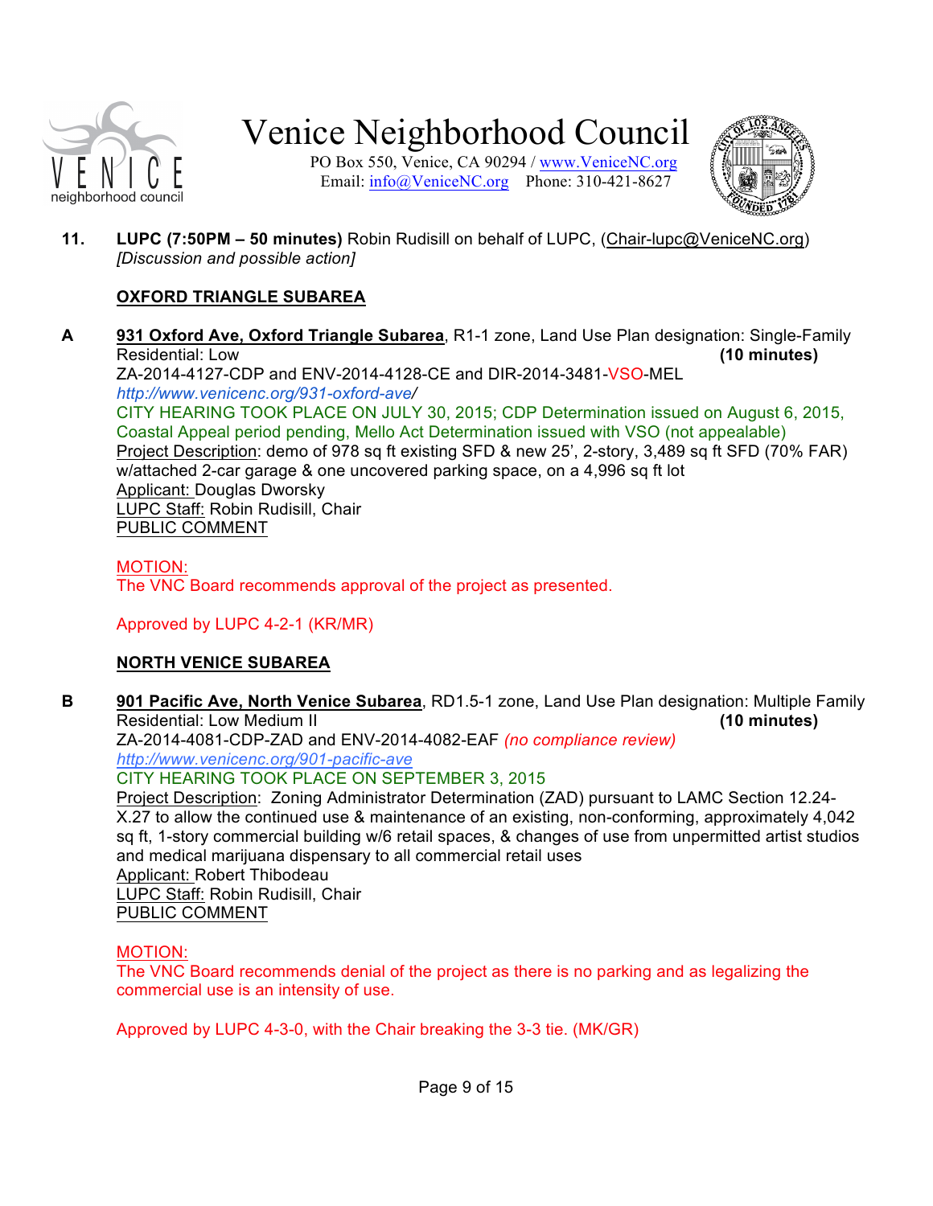**11. LUPC (7:50PM – 50 minutes)** Robin Rudisill on behalf of LUPC, (Chair-lupc@VeniceNC.org)
*[Discussion and possible action]*

**OXFORD TRIANGLE SUBAREA**

**A** **931 Oxford Ave, Oxford Triangle Subarea**, R1-1 zone, Land Use Plan designation: Single-Family Residential: Low **(10 minutes)**

ZA-2014-4127-CDP and ENV-2014-4128-CE and DIR-2014-3481-VSO-MEL

*http://www.venicenc.org/931-oxford-ave/*

CITY HEARING TOOK PLACE ON JULY 30, 2015; CDP Determination issued on August 6, 2015, Coastal Appeal period pending, Mello Act Determination issued with VSO (not appealable)

Project Description: demo of 978 sq ft existing SFD & new 25', 2-story, 3,489 sq ft SFD (70% FAR) w/attached 2-car garage & one uncovered parking space, on a 4,996 sq ft lot

Applicant: Douglas Dworsky

LUPC Staff: Robin Rudisill, Chair

PUBLIC COMMENT

MOTION:
The VNC Board recommends approval of the project as presented.

Approved by LUPC 4-2-1 (KR/MR)

**NORTH VENICE SUBAREA**

**B** **901 Pacific Ave, North Venice Subarea**, RD1.5-1 zone, Land Use Plan designation: Multiple Family Residential: Low Medium II **(10 minutes)**

ZA-2014-4081-CDP-ZAD and ENV-2014-4082-EAF *(no compliance review)*

*http://www.venicenc.org/901-pacific-ave*

CITY HEARING TOOK PLACE ON SEPTEMBER 3, 2015

Project Description: Zoning Administrator Determination (ZAD) pursuant to LAMC Section 12.24-X.27 to allow the continued use & maintenance of an existing, non-conforming, approximately 4,042 sq ft, 1-story commercial building w/6 retail spaces, & changes of use from unpermitted artist studios and medical marijuana dispensary to all commercial retail uses

Applicant: Robert Thibodeau

LUPC Staff: Robin Rudisill, Chair

PUBLIC COMMENT

MOTION:
The VNC Board recommends denial of the project as there is no parking and as legalizing the commercial use is an intensity of use.

Approved by LUPC 4-3-0, with the Chair breaking the 3-3 tie. (MK/GR)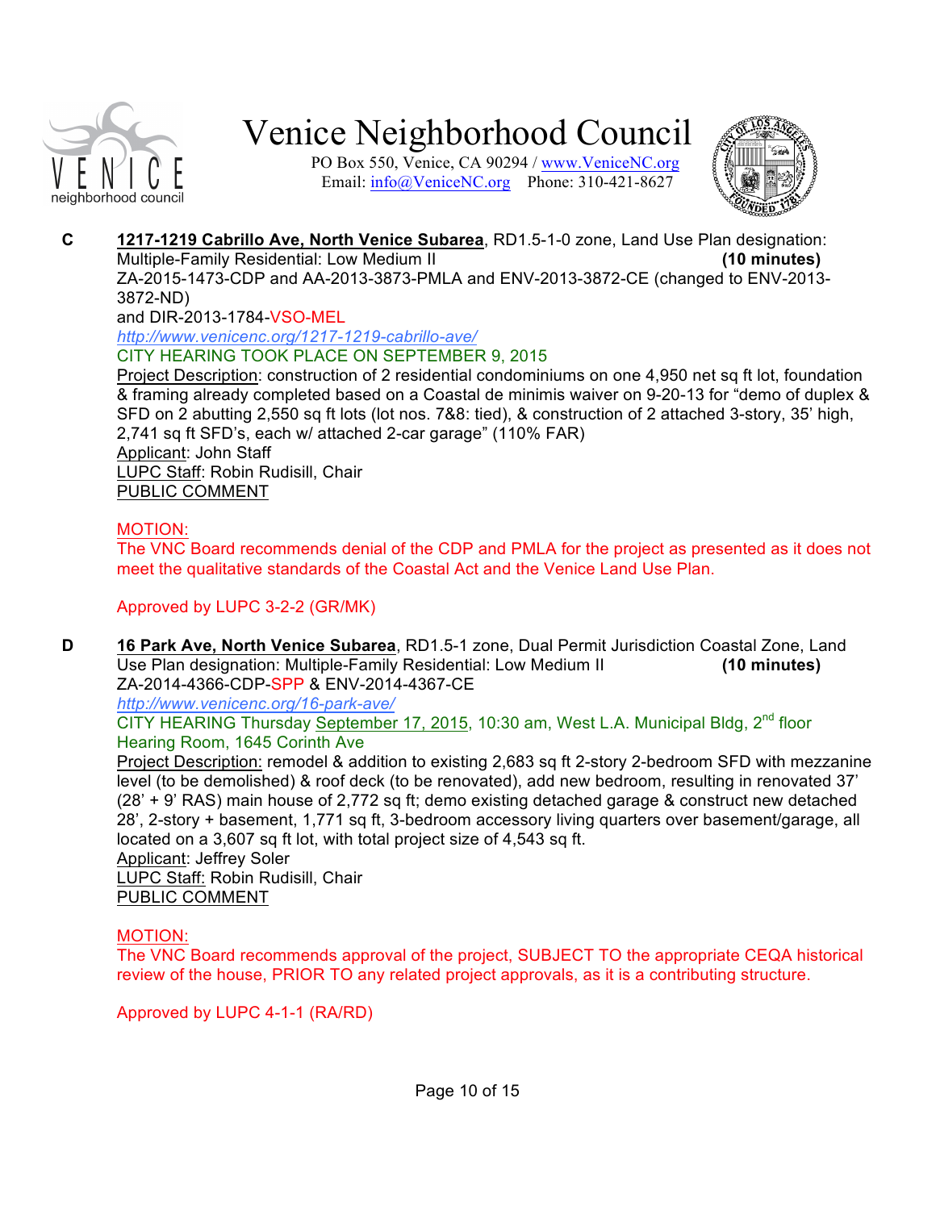**C** **1217-1219 Cabrillo Ave, North Venice Subarea**, RD1.5-1-0 zone, Land Use Plan designation: Multiple-Family Residential: Low Medium II **(10 minutes)**
ZA-2015-1473-CDP and AA-2013-3873-PMLA and ENV-2013-3872-CE (changed to ENV-2013-3872-ND)
and DIR-2013-1784-VSO-MEL
*http://www.venicenc.org/1217-1219-cabrillo-ave/*
CITY HEARING TOOK PLACE ON SEPTEMBER 9, 2015
Project Description: construction of 2 residential condominiums on one 4,950 net sq ft lot, foundation & framing already completed based on a Coastal de minimis waiver on 9-20-13 for "demo of duplex & SFD on 2 abutting 2,550 sq ft lots (lot nos. 7&8: tied), & construction of 2 attached 3-story, 35' high, 2,741 sq ft SFD's, each w/ attached 2-car garage" (110% FAR)
Applicant: John Staff
LUPC Staff: Robin Rudisill, Chair
PUBLIC COMMENT

MOTION:
The VNC Board recommends denial of the CDP and PMLA for the project as presented as it does not meet the qualitative standards of the Coastal Act and the Venice Land Use Plan.

Approved by LUPC 3-2-2 (GR/MK)

**D** **16 Park Ave, North Venice Subarea**, RD1.5-1 zone, Dual Permit Jurisdiction Coastal Zone, Land Use Plan designation: Multiple-Family Residential: Low Medium II **(10 minutes)**
ZA-2014-4366-CDP-SPP & ENV-2014-4367-CE
*http://www.venicenc.org/16-park-ave/*
CITY HEARING Thursday September 17, 2015, 10:30 am, West L.A. Municipal Bldg, 2nd floor Hearing Room, 1645 Corinth Ave
Project Description: remodel & addition to existing 2,683 sq ft 2-story 2-bedroom SFD with mezzanine level (to be demolished) & roof deck (to be renovated), add new bedroom, resulting in renovated 37' (28' + 9' RAS) main house of 2,772 sq ft; demo existing detached garage & construct new detached 28', 2-story + basement, 1,771 sq ft, 3-bedroom accessory living quarters over basement/garage, all located on a 3,607 sq ft lot, with total project size of 4,543 sq ft.
Applicant: Jeffrey Soler
LUPC Staff: Robin Rudisill, Chair
PUBLIC COMMENT

MOTION:
The VNC Board recommends approval of the project, SUBJECT TO the appropriate CEQA historical review of the house, PRIOR TO any related project approvals, as it is a contributing structure.

Approved by LUPC 4-1-1 (RA/RD)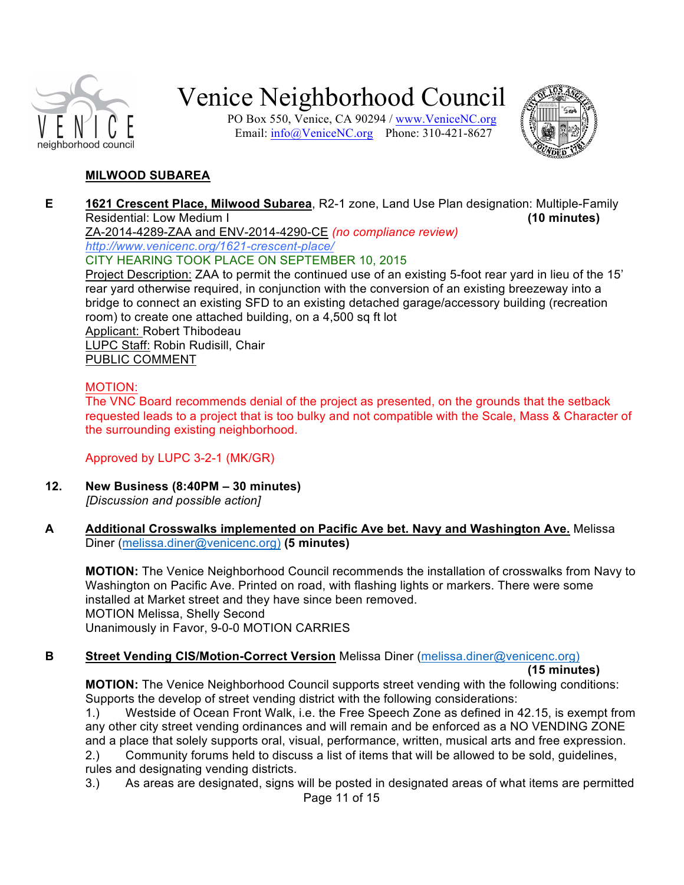**MILWOOD SUBAREA**

**E** **1621 Crescent Place, Milwood Subarea**, R2-1 zone, Land Use Plan designation: Multiple-Family Residential: Low Medium I **(10 minutes)**
ZA-2014-4289-ZAA and ENV-2014-4290-CE *(no compliance review)*
*http://www.venicenc.org/1621-crescent-place/*
CITY HEARING TOOK PLACE ON SEPTEMBER 10, 2015
Project Description: ZAA to permit the continued use of an existing 5-foot rear yard in lieu of the 15' rear yard otherwise required, in conjunction with the conversion of an existing breezeway into a bridge to connect an existing SFD to an existing detached garage/accessory building (recreation room) to create one attached building, on a 4,500 sq ft lot
Applicant: Robert Thibodeau
LUPC Staff: Robin Rudisill, Chair
PUBLIC COMMENT

MOTION:
The VNC Board recommends denial of the project as presented, on the grounds that the setback requested leads to a project that is too bulky and not compatible with the Scale, Mass & Character of the surrounding existing neighborhood.

Approved by LUPC 3-2-1 (MK/GR)

**12. New Business (8:40PM – 30 minutes)**
*[Discussion and possible action]*

**A** **Additional Crosswalks implemented on Pacific Ave bet. Navy and Washington Ave.** Melissa Diner (melissa.diner@venicenc.org) **(5 minutes)**

**MOTION:** The Venice Neighborhood Council recommends the installation of crosswalks from Navy to Washington on Pacific Ave. Printed on road, with flashing lights or markers. There were some installed at Market street and they have since been removed.
MOTION Melissa, Shelly Second
Unanimously in Favor, 9-0-0 MOTION CARRIES

**B** **Street Vending CIS/Motion-Correct Version** Melissa Diner (melissa.diner@venicenc.org) **(15 minutes)**
**MOTION:** The Venice Neighborhood Council supports street vending with the following conditions: Supports the develop of street vending district with the following considerations:
1.) Westside of Ocean Front Walk, i.e. the Free Speech Zone as defined in 42.15, is exempt from any other city street vending ordinances and will remain and be enforced as a NO VENDING ZONE and a place that solely supports oral, visual, performance, written, musical arts and free expression.
2.) Community forums held to discuss a list of items that will be allowed to be sold, guidelines, rules and designating vending districts.
3.) As areas are designated, signs will be posted in designated areas of what items are permitted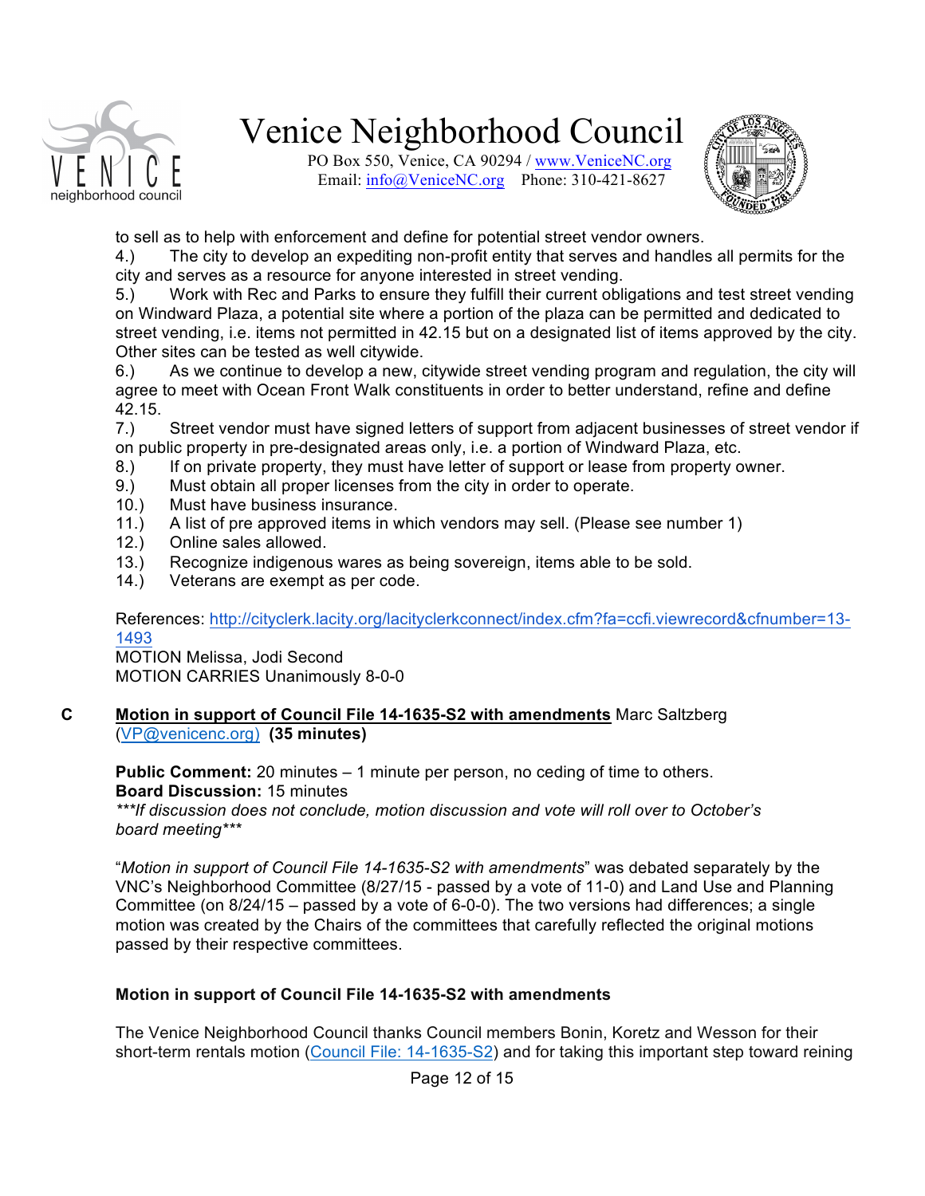to sell as to help with enforcement and define for potential street vendor owners.

4.) The city to develop an expediting non-profit entity that serves and handles all permits for the city and serves as a resource for anyone interested in street vending.

5.) Work with Rec and Parks to ensure they fulfill their current obligations and test street vending on Windward Plaza, a potential site where a portion of the plaza can be permitted and dedicated to street vending, i.e. items not permitted in 42.15 but on a designated list of items approved by the city. Other sites can be tested as well citywide.

6.) As we continue to develop a new, citywide street vending program and regulation, the city will agree to meet with Ocean Front Walk constituents in order to better understand, refine and define 42.15.

7.) Street vendor must have signed letters of support from adjacent businesses of street vendor if on public property in pre-designated areas only, i.e. a portion of Windward Plaza, etc.

8.) If on private property, they must have letter of support or lease from property owner.

9.) Must obtain all proper licenses from the city in order to operate.

10.) Must have business insurance.

11.) A list of pre approved items in which vendors may sell. (Please see number 1)

12.) Online sales allowed.

13.) Recognize indigenous wares as being sovereign, items able to be sold.

14.) Veterans are exempt as per code.

References: http://cityclerk.lacity.org/lacityclerkconnect/index.cfm?fa=ccfi.viewrecord&cfnumber=13-1493

MOTION Melissa, Jodi Second

MOTION CARRIES Unanimously 8-0-0

**C** **Motion in support of Council File 14-1635-S2 with amendments** Marc Saltzberg (VP@venicenc.org) **(35 minutes)**

**Public Comment:** 20 minutes – 1 minute per person, no ceding of time to others.
**Board Discussion:** 15 minutes
****\*If discussion does not conclude, motion discussion and vote will roll over to October's board meeting\*****

"*Motion in support of Council File 14-1635-S2 with amendments*" was debated separately by the VNC's Neighborhood Committee (8/27/15 - passed by a vote of 11-0) and Land Use and Planning Committee (on 8/24/15 – passed by a vote of 6-0-0). The two versions had differences; a single motion was created by the Chairs of the committees that carefully reflected the original motions passed by their respective committees.

**Motion in support of Council File 14-1635-S2 with amendments**

The Venice Neighborhood Council thanks Council members Bonin, Koretz and Wesson for their short-term rentals motion (Council File: 14-1635-S2) and for taking this important step toward reining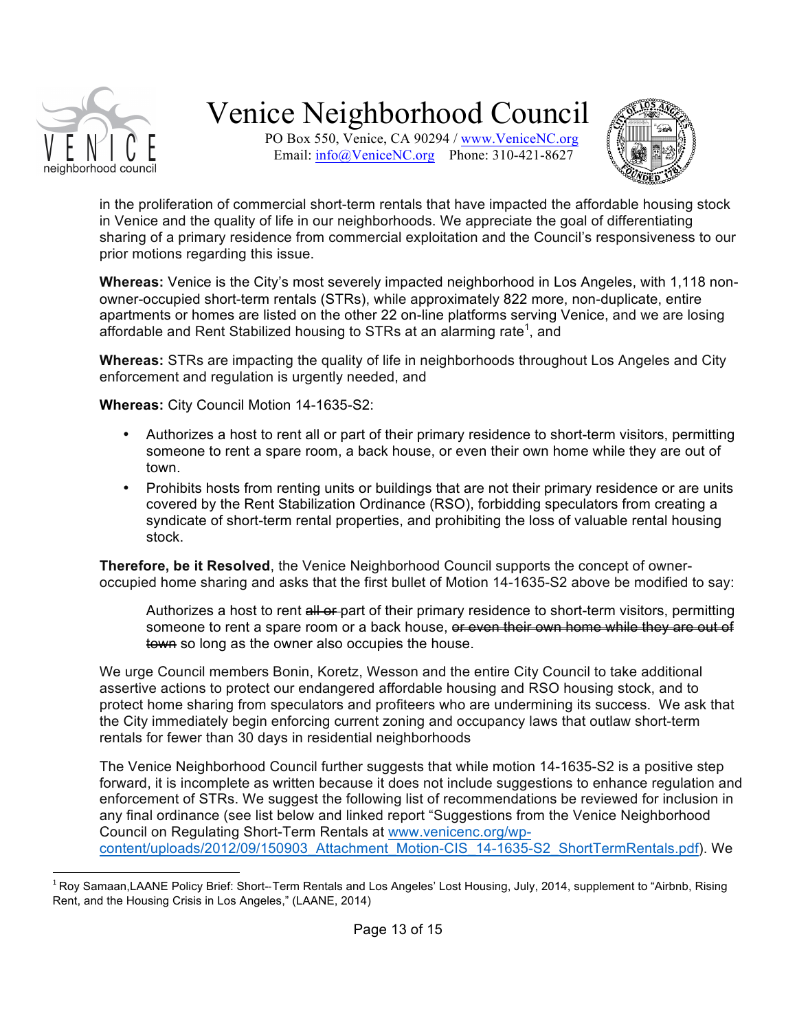in the proliferation of commercial short-term rentals that have impacted the affordable housing stock in Venice and the quality of life in our neighborhoods. We appreciate the goal of differentiating sharing of a primary residence from commercial exploitation and the Council's responsiveness to our prior motions regarding this issue.

**Whereas:** Venice is the City's most severely impacted neighborhood in Los Angeles, with 1,118 non-owner-occupied short-term rentals (STRs), while approximately 822 more, non-duplicate, entire apartments or homes are listed on the other 22 on-line platforms serving Venice, and we are losing affordable and Rent Stabilized housing to STRs at an alarming rate[1], and

**Whereas:** STRs are impacting the quality of life in neighborhoods throughout Los Angeles and City enforcement and regulation is urgently needed, and

**Whereas:** City Council Motion 14-1635-S2:

- Authorizes a host to rent all or part of their primary residence to short-term visitors, permitting someone to rent a spare room, a back house, or even their own home while they are out of town.
- Prohibits hosts from renting units or buildings that are not their primary residence or are units covered by the Rent Stabilization Ordinance (RSO), forbidding speculators from creating a syndicate of short-term rental properties, and prohibiting the loss of valuable rental housing stock.

**Therefore, be it Resolved**, the Venice Neighborhood Council supports the concept of owner-occupied home sharing and asks that the first bullet of Motion 14-1635-S2 above be modified to say:

> Authorizes a host to rent ~~all or~~ part of their primary residence to short-term visitors, permitting someone to rent a spare room or a back house, ~~or even their own home while they are out of town~~ so long as the owner also occupies the house.

We urge Council members Bonin, Koretz, Wesson and the entire City Council to take additional assertive actions to protect our endangered affordable housing and RSO housing stock, and to protect home sharing from speculators and profiteers who are undermining its success. We ask that the City immediately begin enforcing current zoning and occupancy laws that outlaw short-term rentals for fewer than 30 days in residential neighborhoods

The Venice Neighborhood Council further suggests that while motion 14-1635-S2 is a positive step forward, it is incomplete as written because it does not include suggestions to enhance regulation and enforcement of STRs. We suggest the following list of recommendations be reviewed for inclusion in any final ordinance (see list below and linked report "Suggestions from the Venice Neighborhood Council on Regulating Short-Term Rentals at www.venicenc.org/wp-content/uploads/2012/09/150903_Attachment_Motion-CIS_14-1635-S2_ShortTermRentals.pdf). We

---

[1] Roy Samaan,LAANE Policy Brief: Short--Term Rentals and Los Angeles' Lost Housing, July, 2014, supplement to "Airbnb, Rising Rent, and the Housing Crisis in Los Angeles," (LAANE, 2014)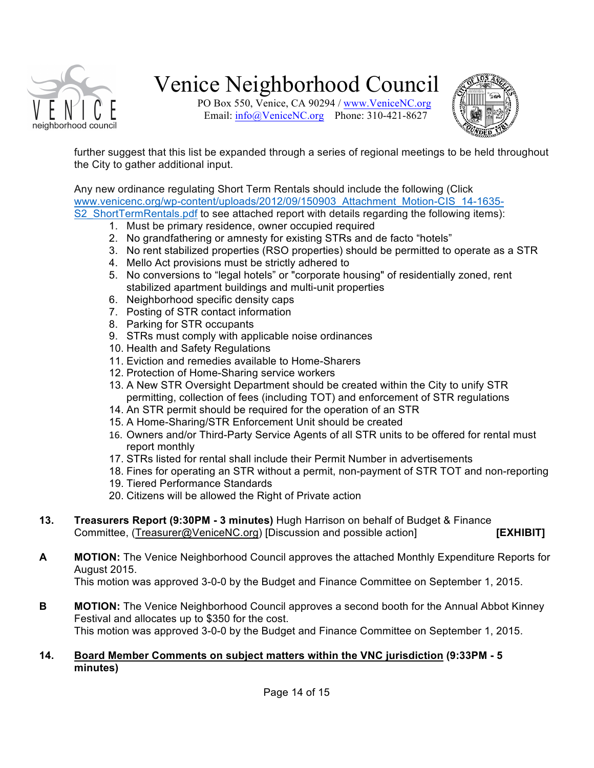further suggest that this list be expanded through a series of regional meetings to be held throughout the City to gather additional input.

Any new ordinance regulating Short Term Rentals should include the following (Click [www.venicenc.org/wp-content/uploads/2012/09/150903_Attachment_Motion-CIS_14-1635-S2_ShortTermRentals.pdf](www.venicenc.org/wp-content/uploads/2012/09/150903_Attachment_Motion-CIS_14-1635-S2_ShortTermRentals.pdf) to see attached report with details regarding the following items):

1. Must be primary residence, owner occupied required
2. No grandfathering or amnesty for existing STRs and de facto "hotels"
3. No rent stabilized properties (RSO properties) should be permitted to operate as a STR
4. Mello Act provisions must be strictly adhered to
5. No conversions to "legal hotels" or "corporate housing" of residentially zoned, rent stabilized apartment buildings and multi-unit properties
6. Neighborhood specific density caps
7. Posting of STR contact information
8. Parking for STR occupants
9. STRs must comply with applicable noise ordinances
10. Health and Safety Regulations
11. Eviction and remedies available to Home-Sharers
12. Protection of Home-Sharing service workers
13. A New STR Oversight Department should be created within the City to unify STR permitting, collection of fees (including TOT) and enforcement of STR regulations
14. An STR permit should be required for the operation of an STR
15. A Home-Sharing/STR Enforcement Unit should be created
16. Owners and/or Third-Party Service Agents of all STR units to be offered for rental must report monthly
17. STRs listed for rental shall include their Permit Number in advertisements
18. Fines for operating an STR without a permit, non-payment of STR TOT and non-reporting
19. Tiered Performance Standards
20. Citizens will be allowed the Right of Private action

**13.** **Treasurers Report (9:30PM - 3 minutes)** Hugh Harrison on behalf of Budget & Finance Committee, (Treasurer@VeniceNC.org) [Discussion and possible action] **[EXHIBIT]**

**A** **MOTION:** The Venice Neighborhood Council approves the attached Monthly Expenditure Reports for August 2015.
This motion was approved 3-0-0 by the Budget and Finance Committee on September 1, 2015.

**B** **MOTION:** The Venice Neighborhood Council approves a second booth for the Annual Abbot Kinney Festival and allocates up to $350 for the cost.
This motion was approved 3-0-0 by the Budget and Finance Committee on September 1, 2015.

**14.** **Board Member Comments on subject matters within the VNC jurisdiction (9:33PM - 5 minutes)**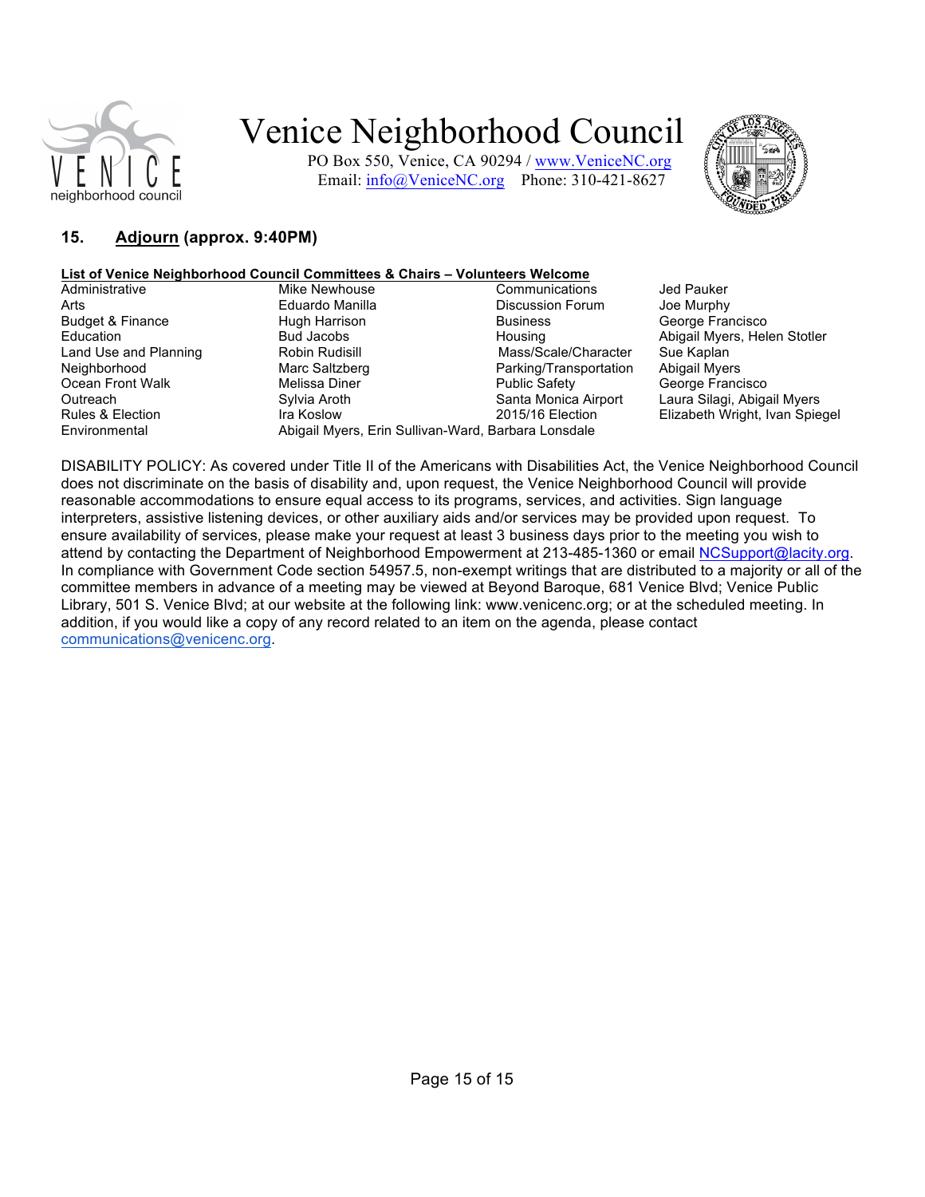# Venice Neighborhood Council

PO Box 550, Venice, CA 90294 / www.VeniceNC.org
Email: info@VeniceNC.org Phone: 310-421-8627

## 15. Adjourn (approx. 9:40PM)

**List of Venice Neighborhood Council Committees & Chairs – Volunteers Welcome**

| | | | |
|---|---|---|---|
| Administrative | Mike Newhouse | Communications | Jed Pauker |
| Arts | Eduardo Manilla | Discussion Forum | Joe Murphy |
| Budget & Finance | Hugh Harrison | Business | George Francisco |
| Education | Bud Jacobs | Housing | Abigail Myers, Helen Stotler |
| Land Use and Planning | Robin Rudisill | Mass/Scale/Character | Sue Kaplan |
| Neighborhood | Marc Saltzberg | Parking/Transportation | Abigail Myers |
| Ocean Front Walk | Melissa Diner | Public Safety | George Francisco |
| Outreach | Sylvia Aroth | Santa Monica Airport | Laura Silagi, Abigail Myers |
| Rules & Election | Ira Koslow | 2015/16 Election | Elizabeth Wright, Ivan Spiegel |
| Environmental | Abigail Myers, Erin Sullivan-Ward, Barbara Lonsdale | | |

DISABILITY POLICY: As covered under Title II of the Americans with Disabilities Act, the Venice Neighborhood Council does not discriminate on the basis of disability and, upon request, the Venice Neighborhood Council will provide reasonable accommodations to ensure equal access to its programs, services, and activities. Sign language interpreters, assistive listening devices, or other auxiliary aids and/or services may be provided upon request. To ensure availability of services, please make your request at least 3 business days prior to the meeting you wish to attend by contacting the Department of Neighborhood Empowerment at 213-485-1360 or email NCSupport@lacity.org. In compliance with Government Code section 54957.5, non-exempt writings that are distributed to a majority or all of the committee members in advance of a meeting may be viewed at Beyond Baroque, 681 Venice Blvd; Venice Public Library, 501 S. Venice Blvd; at our website at the following link: www.venicenc.org; or at the scheduled meeting. In addition, if you would like a copy of any record related to an item on the agenda, please contact communications@venicenc.org.